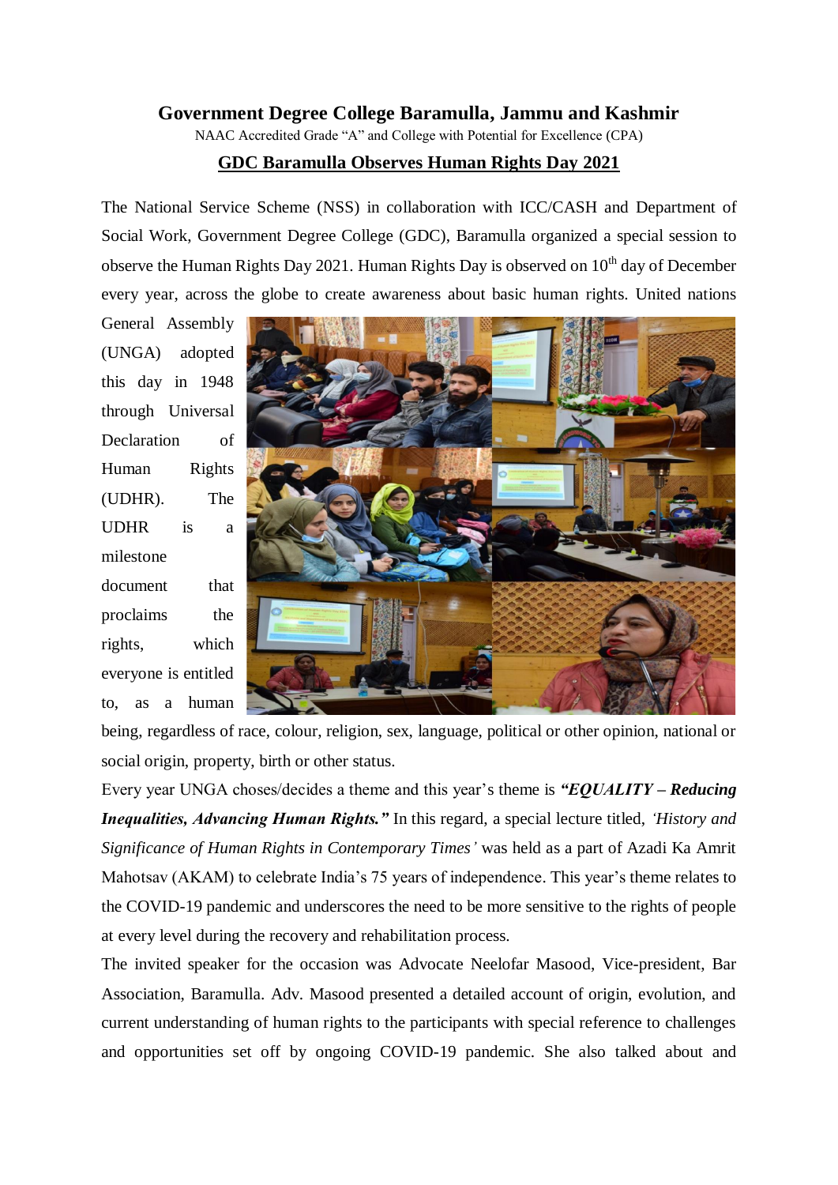# Government Degree College Baramulla, Jammu and Kashmir

NAAC Accredited Grade "A" and College with Potential for Excellence (CPA)

## GDC Baramulla Observes Human Rights Day 2021

The National Service Scheme (NSS) in collaboration with ICC/CASH and Department of Social Work, Government Degree College (GDC), Baramulla organized a special session to observe the Human Rights Day 2021. Human Rights Day is observed on 10th day of December every year, across the globe to create awareness about basic human rights. United nations General Assembly (UNGA) adopted this day in 1948 through Universal Declaration of Human Rights (UDHR). The UDHR is a milestone document that proclaims the rights, which everyone is entitled to, as a human being, regardless of race, colour, religion, sex, language, political or other opinion, national or social origin, property, birth or other status.

Every year UNGA choses/decides a theme and this year's theme is ***"EQUALITY – Reducing Inequalities, Advancing Human Rights."*** In this regard, a special lecture titled, *'History and Significance of Human Rights in Contemporary Times'* was held as a part of Azadi Ka Amrit Mahotsav (AKAM) to celebrate India's 75 years of independence. This year's theme relates to the COVID-19 pandemic and underscores the need to be more sensitive to the rights of people at every level during the recovery and rehabilitation process.

The invited speaker for the occasion was Advocate Neelofar Masood, Vice-president, Bar Association, Baramulla. Adv. Masood presented a detailed account of origin, evolution, and current understanding of human rights to the participants with special reference to challenges and opportunities set off by ongoing COVID-19 pandemic. She also talked about and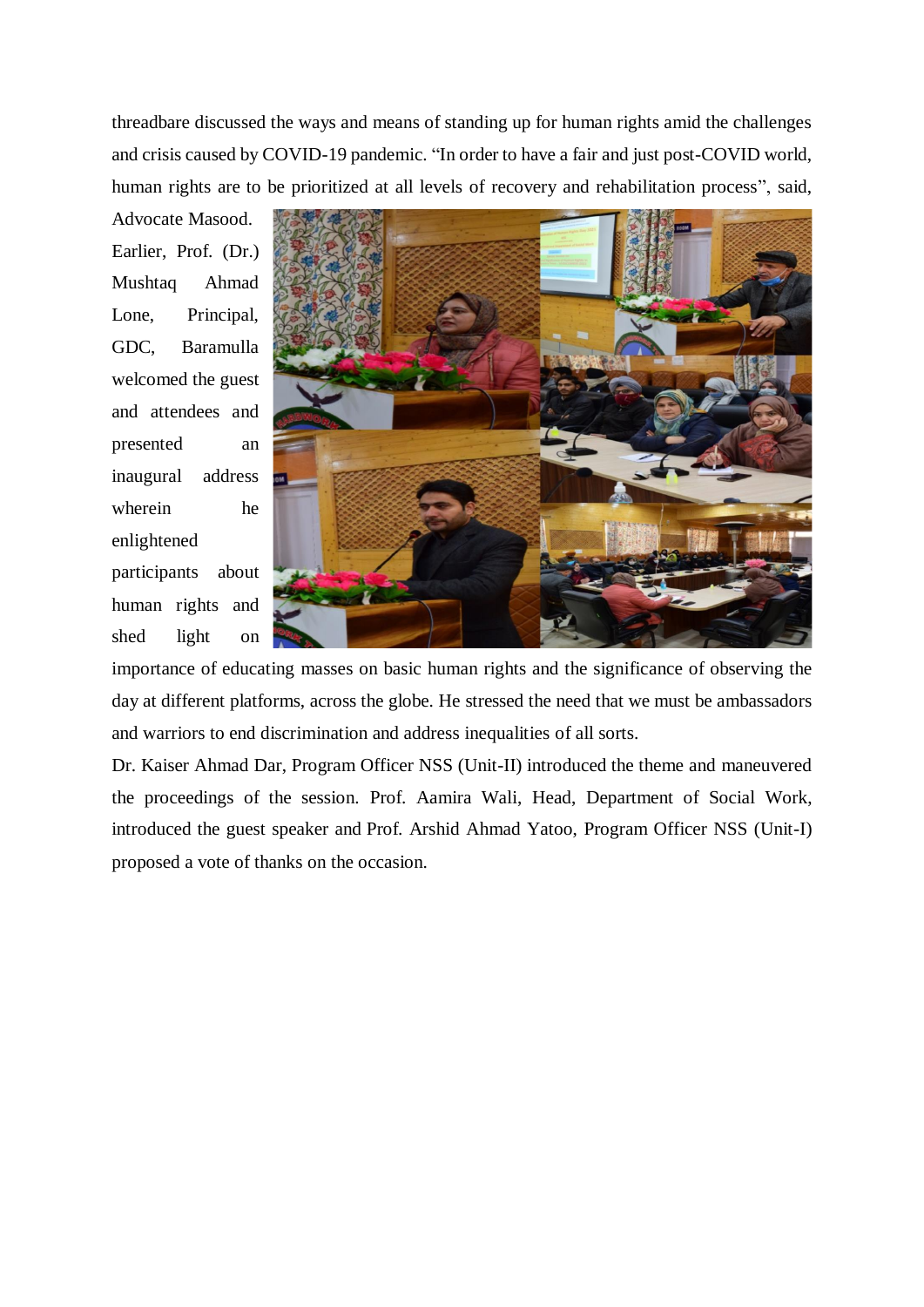threadbare discussed the ways and means of standing up for human rights amid the challenges and crisis caused by COVID-19 pandemic. "In order to have a fair and just post-COVID world, human rights are to be prioritized at all levels of recovery and rehabilitation process", said, Advocate Masood.

Earlier, Prof. (Dr.) Mushtaq Ahmad Lone, Principal, GDC, Baramulla welcomed the guest and attendees and presented an inaugural address wherein he enlightened participants about human rights and shed light on importance of educating masses on basic human rights and the significance of observing the day at different platforms, across the globe. He stressed the need that we must be ambassadors and warriors to end discrimination and address inequalities of all sorts.

Dr. Kaiser Ahmad Dar, Program Officer NSS (Unit-II) introduced the theme and maneuvered the proceedings of the session. Prof. Aamira Wali, Head, Department of Social Work, introduced the guest speaker and Prof. Arshid Ahmad Yatoo, Program Officer NSS (Unit-I) proposed a vote of thanks on the occasion.